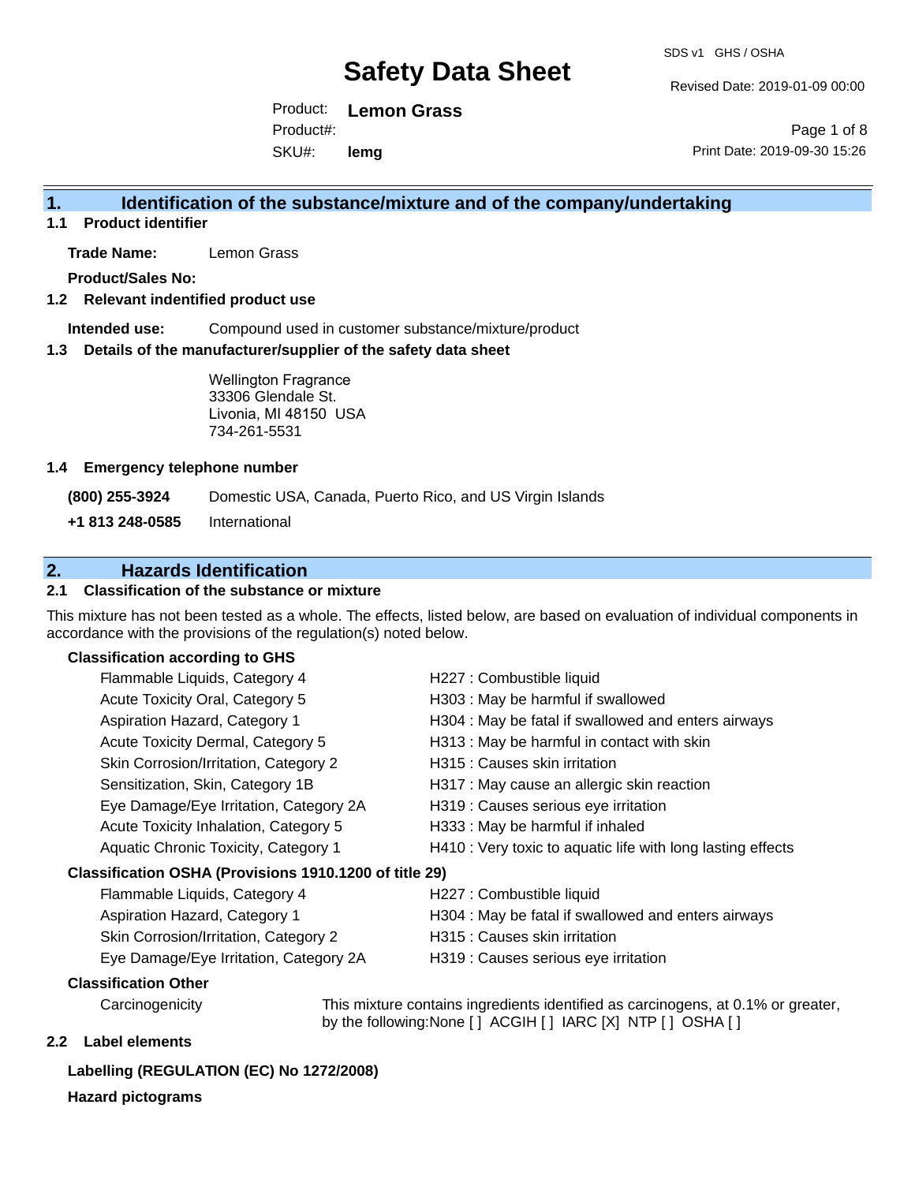# Safety Data Sheet

SDS v1 GHS / OSHA

Revised Date: 2019-01-09 00:00

Product: **Lemon Grass**
Product#:
SKU#: **lemg**

Print Date: 2019-09-30 15:26

## 1. Identification of the substance/mixture and of the company/undertaking

### 1.1 Product identifier

**Trade Name:** Lemon Grass

**Product/Sales No:**

### 1.2 Relevant indentified product use

**Intended use:** Compound used in customer substance/mixture/product

### 1.3 Details of the manufacturer/supplier of the safety data sheet

Wellington Fragrance
33306 Glendale St.
Livonia, MI 48150 USA
734-261-5531

### 1.4 Emergency telephone number

| | |
|---|---|
| **(800) 255-3924** | Domestic USA, Canada, Puerto Rico, and US Virgin Islands |
| **+1 813 248-0585** | International |

## 2. Hazards Identification

### 2.1 Classification of the substance or mixture

This mixture has not been tested as a whole. The effects, listed below, are based on evaluation of individual components in accordance with the provisions of the regulation(s) noted below.

**Classification according to GHS**

| | |
|---|---|
| Flammable Liquids, Category 4 | H227 : Combustible liquid |
| Acute Toxicity Oral, Category 5 | H303 : May be harmful if swallowed |
| Aspiration Hazard, Category 1 | H304 : May be fatal if swallowed and enters airways |
| Acute Toxicity Dermal, Category 5 | H313 : May be harmful in contact with skin |
| Skin Corrosion/Irritation, Category 2 | H315 : Causes skin irritation |
| Sensitization, Skin, Category 1B | H317 : May cause an allergic skin reaction |
| Eye Damage/Eye Irritation, Category 2A | H319 : Causes serious eye irritation |
| Acute Toxicity Inhalation, Category 5 | H333 : May be harmful if inhaled |
| Aquatic Chronic Toxicity, Category 1 | H410 : Very toxic to aquatic life with long lasting effects |

**Classification OSHA (Provisions 1910.1200 of title 29)**

| | |
|---|---|
| Flammable Liquids, Category 4 | H227 : Combustible liquid |
| Aspiration Hazard, Category 1 | H304 : May be fatal if swallowed and enters airways |
| Skin Corrosion/Irritation, Category 2 | H315 : Causes skin irritation |
| Eye Damage/Eye Irritation, Category 2A | H319 : Causes serious eye irritation |

**Classification Other**

Carcinogenicity: This mixture contains ingredients identified as carcinogens, at 0.1% or greater, by the following:None [ ] ACGIH [ ] IARC [X] NTP [ ] OSHA [ ]

### 2.2 Label elements

**Labelling (REGULATION (EC) No 1272/2008)**

**Hazard pictograms**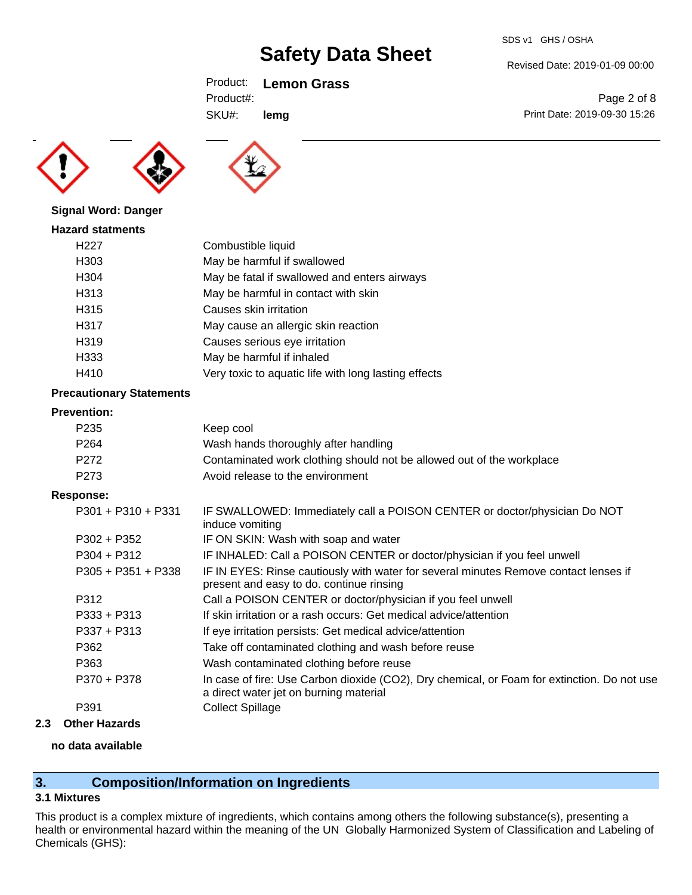**Signal Word: Danger**

**Hazard statments**

| | |
|---|---|
| H227 | Combustible liquid |
| H303 | May be harmful if swallowed |
| H304 | May be fatal if swallowed and enters airways |
| H313 | May be harmful in contact with skin |
| H315 | Causes skin irritation |
| H317 | May cause an allergic skin reaction |
| H319 | Causes serious eye irritation |
| H333 | May be harmful if inhaled |
| H410 | Very toxic to aquatic life with long lasting effects |

**Precautionary Statements**

**Prevention:**

| | |
|---|---|
| P235 | Keep cool |
| P264 | Wash hands thoroughly after handling |
| P272 | Contaminated work clothing should not be allowed out of the workplace |
| P273 | Avoid release to the environment |

**Response:**

| | |
|---|---|
| P301 + P310 + P331 | IF SWALLOWED: Immediately call a POISON CENTER or doctor/physician Do NOT induce vomiting |
| P302 + P352 | IF ON SKIN: Wash with soap and water |
| P304 + P312 | IF INHALED: Call a POISON CENTER or doctor/physician if you feel unwell |
| P305 + P351 + P338 | IF IN EYES: Rinse cautiously with water for several minutes Remove contact lenses if present and easy to do. continue rinsing |
| P312 | Call a POISON CENTER or doctor/physician if you feel unwell |
| P333 + P313 | If skin irritation or a rash occurs: Get medical advice/attention |
| P337 + P313 | If eye irritation persists: Get medical advice/attention |
| P362 | Take off contaminated clothing and wash before reuse |
| P363 | Wash contaminated clothing before reuse |
| P370 + P378 | In case of fire: Use Carbon dioxide ($CO_2$), Dry chemical, or Foam for extinction. Do not use a direct water jet on burning material |
| P391 | Collect Spillage |

### 2.3 Other Hazards

**no data available**

## 3. Composition/Information on Ingredients

### 3.1 Mixtures

This product is a complex mixture of ingredients, which contains among others the following substance(s), presenting a health or environmental hazard within the meaning of the UN Globally Harmonized System of Classification and Labeling of Chemicals (GHS):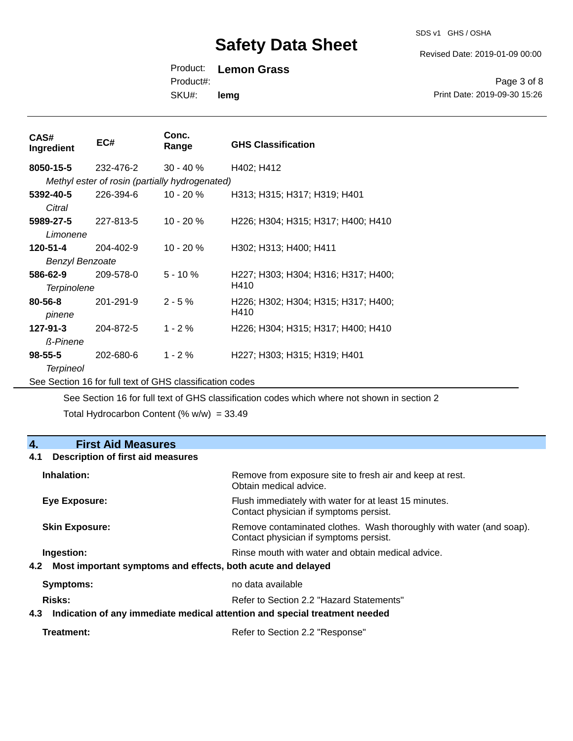| CAS# Ingredient | EC# | Conc. Range | GHS Classification |
|---|---|---|---|
| **8050-15-5** *Methyl ester of rosin (partially hydrogenated)* | 232-476-2 | 30 - 40 % | H402; H412 |
| **5392-40-5** *Citral* | 226-394-6 | 10 - 20 % | H313; H315; H317; H319; H401 |
| **5989-27-5** *Limonene* | 227-813-5 | 10 - 20 % | H226; H304; H315; H317; H400; H410 |
| **120-51-4** *Benzyl Benzoate* | 204-402-9 | 10 - 20 % | H302; H313; H400; H411 |
| **586-62-9** *Terpinolene* | 209-578-0 | 5 - 10 % | H227; H303; H304; H316; H317; H400; H410 |
| **80-56-8** *pinene* | 201-291-9 | 2 - 5 % | H226; H302; H304; H315; H317; H400; H410 |
| **127-91-3** *ß-Pinene* | 204-872-5 | 1 - 2 % | H226; H304; H315; H317; H400; H410 |
| **98-55-5** *Terpineol* | 202-680-6 | 1 - 2 % | H227; H303; H315; H319; H401 |

See Section 16 for full text of GHS classification codes

See Section 16 for full text of GHS classification codes which where not shown in section 2

Total Hydrocarbon Content (% w/w) = 33.49

## 4. First Aid Measures

### 4.1 Description of first aid measures

**Inhalation:** Remove from exposure site to fresh air and keep at rest. Obtain medical advice.

**Eye Exposure:** Flush immediately with water for at least 15 minutes. Contact physician if symptoms persist.

**Skin Exposure:** Remove contaminated clothes. Wash thoroughly with water (and soap). Contact physician if symptoms persist.

**Ingestion:** Rinse mouth with water and obtain medical advice.

### 4.2 Most important symptoms and effects, both acute and delayed

**Symptoms:** no data available

**Risks:** Refer to Section 2.2 "Hazard Statements"

### 4.3 Indication of any immediate medical attention and special treatment needed

**Treatment:** Refer to Section 2.2 "Response"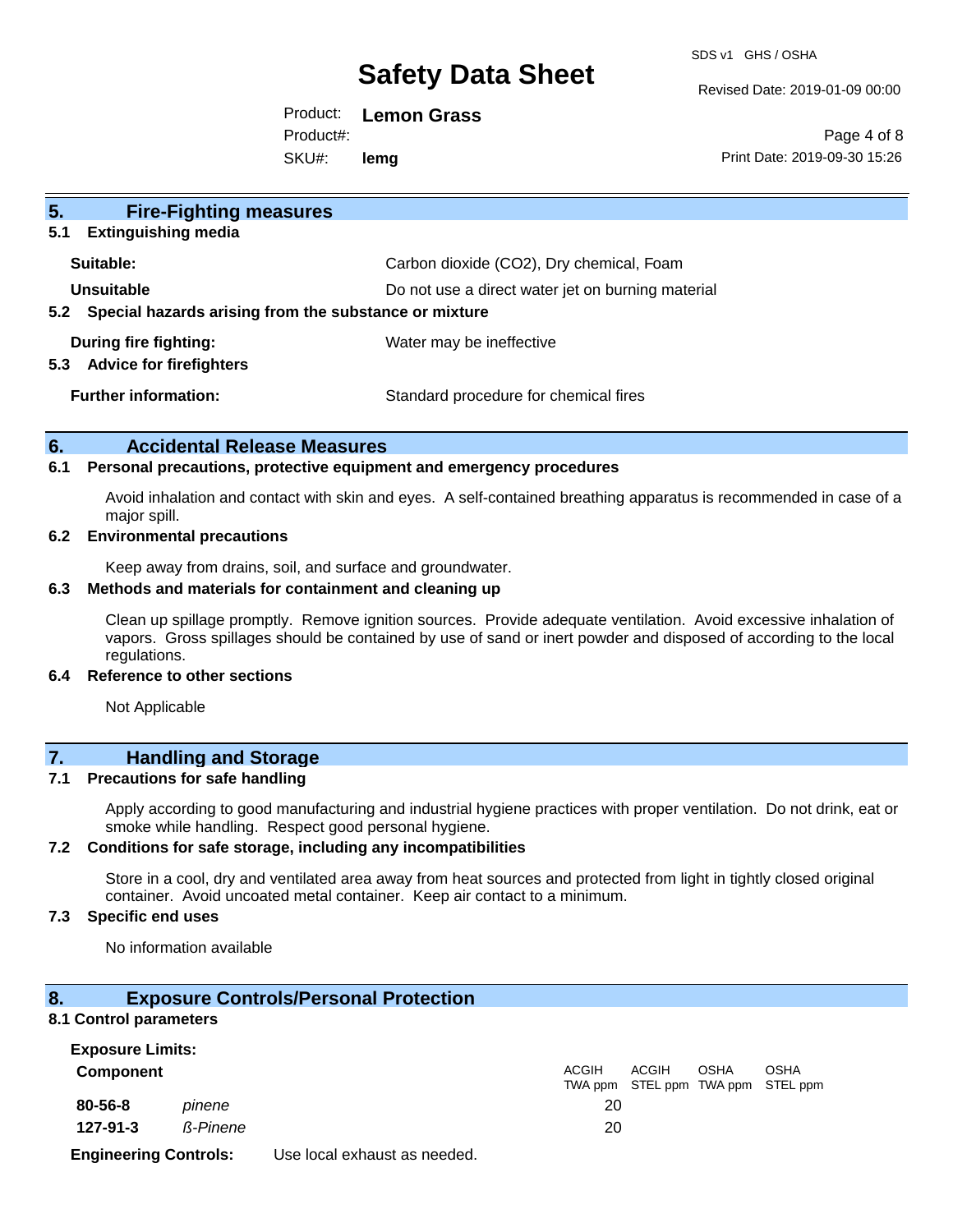## 5. Fire-Fighting measures

### 5.1 Extinguishing media

| | |
|---|---|
| **Suitable:** | Carbon dioxide ($CO_2$), Dry chemical, Foam |
| **Unsuitable** | Do not use a direct water jet on burning material |

### 5.2 Special hazards arising from the substance or mixture

| | |
|---|---|
| **During fire fighting:** | Water may be ineffective |

### 5.3 Advice for firefighters

| | |
|---|---|
| **Further information:** | Standard procedure for chemical fires |

## 6. Accidental Release Measures

### 6.1 Personal precautions, protective equipment and emergency procedures

Avoid inhalation and contact with skin and eyes. A self-contained breathing apparatus is recommended in case of a major spill.

### 6.2 Environmental precautions

Keep away from drains, soil, and surface and groundwater.

### 6.3 Methods and materials for containment and cleaning up

Clean up spillage promptly. Remove ignition sources. Provide adequate ventilation. Avoid excessive inhalation of vapors. Gross spillages should be contained by use of sand or inert powder and disposed of according to the local regulations.

### 6.4 Reference to other sections

Not Applicable

## 7. Handling and Storage

### 7.1 Precautions for safe handling

Apply according to good manufacturing and industrial hygiene practices with proper ventilation. Do not drink, eat or smoke while handling. Respect good personal hygiene.

### 7.2 Conditions for safe storage, including any incompatibilities

Store in a cool, dry and ventilated area away from heat sources and protected from light in tightly closed original container. Avoid uncoated metal container. Keep air contact to a minimum.

### 7.3 Specific end uses

No information available

## 8. Exposure Controls/Personal Protection

### 8.1 Control parameters

**Exposure Limits:**

| Component | | ACGIH TWA ppm | ACGIH STEL ppm | OSHA TWA ppm | OSHA STEL ppm |
|---|---|---|---|---|---|
| **80-56-8** | *pinene* | 20 | | | |
| **127-91-3** | *ß-Pinene* | 20 | | | |

**Engineering Controls:** Use local exhaust as needed.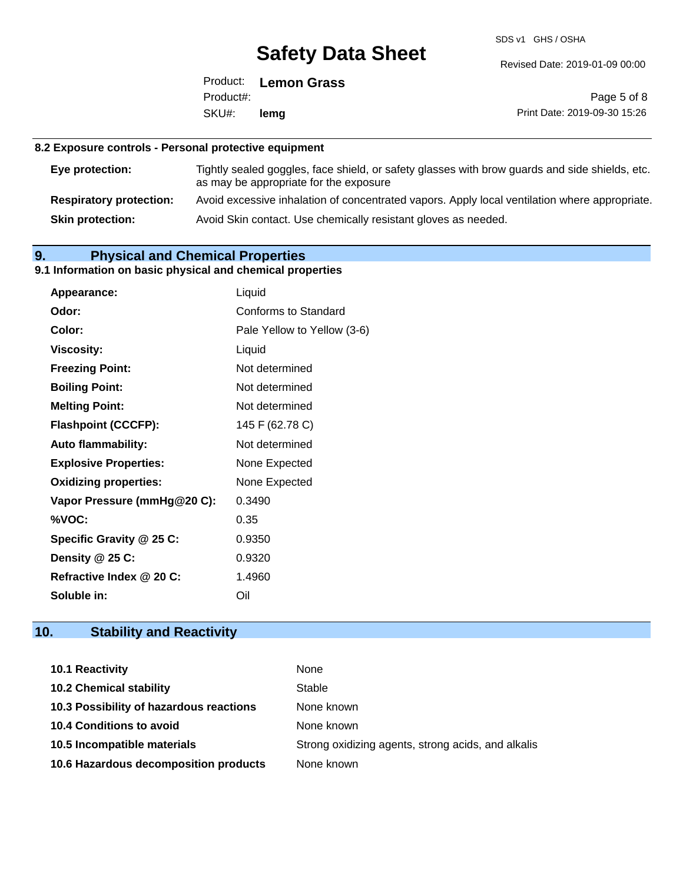### 8.2 Exposure controls - Personal protective equipment

| | |
|---|---|
| **Eye protection:** | Tightly sealed goggles, face shield, or safety glasses with brow guards and side shields, etc. as may be appropriate for the exposure |
| **Respiratory protection:** | Avoid excessive inhalation of concentrated vapors. Apply local ventilation where appropriate. |
| **Skin protection:** | Avoid Skin contact. Use chemically resistant gloves as needed. |

## 9. Physical and Chemical Properties

### 9.1 Information on basic physical and chemical properties

| | |
|---|---|
| **Appearance:** | Liquid |
| **Odor:** | Conforms to Standard |
| **Color:** | Pale Yellow to Yellow (3-6) |
| **Viscosity:** | Liquid |
| **Freezing Point:** | Not determined |
| **Boiling Point:** | Not determined |
| **Melting Point:** | Not determined |
| **Flashpoint (CCCFP):** | 145 F (62.78 C) |
| **Auto flammability:** | Not determined |
| **Explosive Properties:** | None Expected |
| **Oxidizing properties:** | None Expected |
| **Vapor Pressure (mmHg@20 C):** | 0.3490 |
| **%VOC:** | 0.35 |
| **Specific Gravity @ 25 C:** | 0.9350 |
| **Density @ 25 C:** | 0.9320 |
| **Refractive Index @ 20 C:** | 1.4960 |
| **Soluble in:** | Oil |

## 10. Stability and Reactivity

| | |
|---|---|
| **10.1 Reactivity** | None |
| **10.2 Chemical stability** | Stable |
| **10.3 Possibility of hazardous reactions** | None known |
| **10.4 Conditions to avoid** | None known |
| **10.5 Incompatible materials** | Strong oxidizing agents, strong acids, and alkalis |
| **10.6 Hazardous decomposition products** | None known |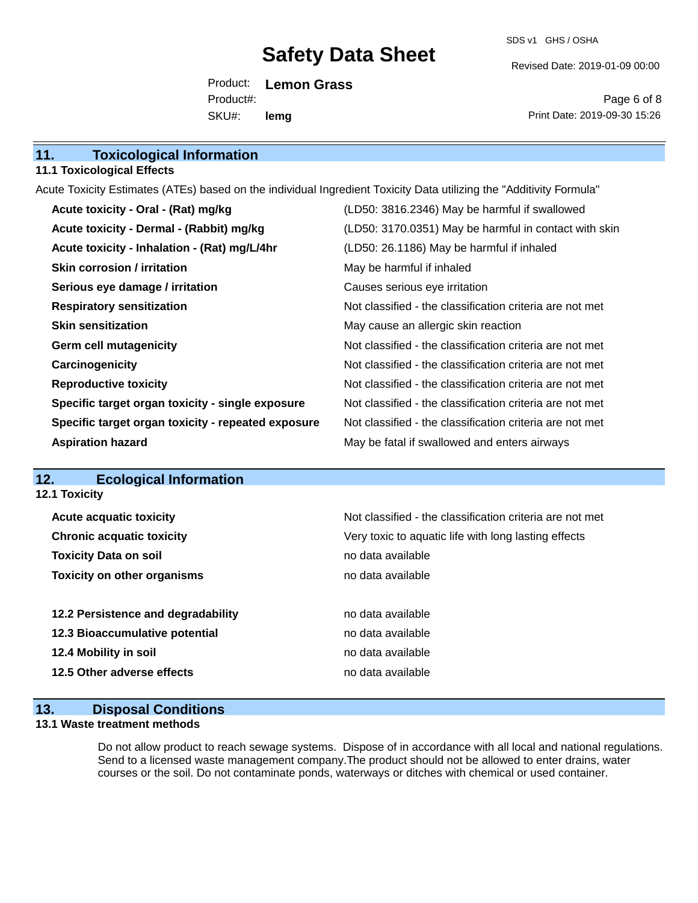## 11. Toxicological Information

### 11.1 Toxicological Effects

Acute Toxicity Estimates (ATEs) based on the individual Ingredient Toxicity Data utilizing the "Additivity Formula"

| | |
|---|---|
| **Acute toxicity - Oral - (Rat) mg/kg** | (LD50: 3816.2346) May be harmful if swallowed |
| **Acute toxicity - Dermal - (Rabbit) mg/kg** | (LD50: 3170.0351) May be harmful in contact with skin |
| **Acute toxicity - Inhalation - (Rat) mg/L/4hr** | (LD50: 26.1186) May be harmful if inhaled |
| **Skin corrosion / irritation** | May be harmful if inhaled |
| **Serious eye damage / irritation** | Causes serious eye irritation |
| **Respiratory sensitization** | Not classified - the classification criteria are not met |
| **Skin sensitization** | May cause an allergic skin reaction |
| **Germ cell mutagenicity** | Not classified - the classification criteria are not met |
| **Carcinogenicity** | Not classified - the classification criteria are not met |
| **Reproductive toxicity** | Not classified - the classification criteria are not met |
| **Specific target organ toxicity - single exposure** | Not classified - the classification criteria are not met |
| **Specific target organ toxicity - repeated exposure** | Not classified - the classification criteria are not met |
| **Aspiration hazard** | May be fatal if swallowed and enters airways |

## 12. Ecological Information

### 12.1 Toxicity

| | |
|---|---|
| **Acute acquatic toxicity** | Not classified - the classification criteria are not met |
| **Chronic acquatic toxicity** | Very toxic to aquatic life with long lasting effects |
| **Toxicity Data on soil** | no data available |
| **Toxicity on other organisms** | no data available |
| | |
| **12.2 Persistence and degradability** | no data available |
| **12.3 Bioaccumulative potential** | no data available |
| **12.4 Mobility in soil** | no data available |
| **12.5 Other adverse effects** | no data available |

## 13. Disposal Conditions

### 13.1 Waste treatment methods

Do not allow product to reach sewage systems. Dispose of in accordance with all local and national regulations. Send to a licensed waste management company.The product should not be allowed to enter drains, water courses or the soil. Do not contaminate ponds, waterways or ditches with chemical or used container.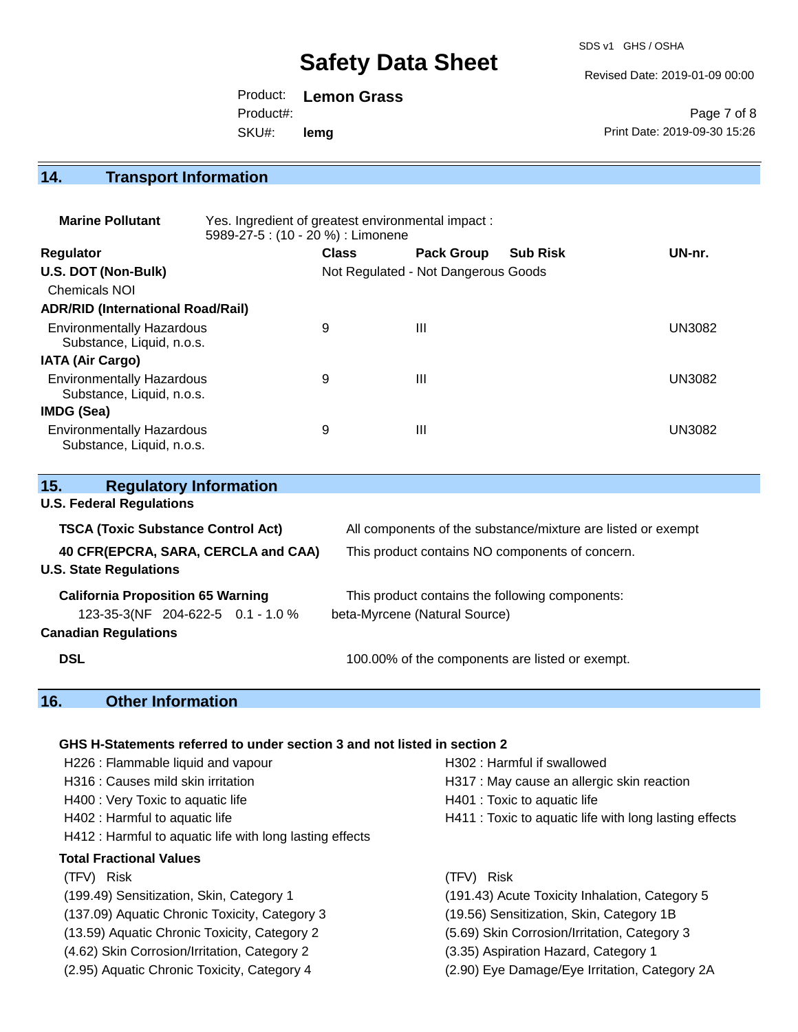## 14. Transport Information

**Marine Pollutant** Yes. Ingredient of greatest environmental impact : 5989-27-5 : (10 - 20 %) : Limonene

| Regulator | Class | Pack Group | Sub Risk | UN-nr. |
|---|---|---|---|---|
| **U.S. DOT (Non-Bulk)** | Not Regulated - Not Dangerous Goods | | | |
| Chemicals NOI | | | | |
| **ADR/RID (International Road/Rail)** | | | | |
| Environmentally Hazardous Substance, Liquid, n.o.s. | 9 | III | | UN3082 |
| **IATA (Air Cargo)** | | | | |
| Environmentally Hazardous Substance, Liquid, n.o.s. | 9 | III | | UN3082 |
| **IMDG (Sea)** | | | | |
| Environmentally Hazardous Substance, Liquid, n.o.s. | 9 | III | | UN3082 |

## 15. Regulatory Information

**U.S. Federal Regulations**

**TSCA (Toxic Substance Control Act)** All components of the substance/mixture are listed or exempt

**40 CFR(EPCRA, SARA, CERCLA and CAA)** This product contains NO components of concern.

**U.S. State Regulations**

**California Proposition 65 Warning** This product contains the following components:

123-35-3(NF 204-622-5 0.1 - 1.0 % beta-Myrcene (Natural Source)

**Canadian Regulations**

**DSL** 100.00% of the components are listed or exempt.

## 16. Other Information

**GHS H-Statements referred to under section 3 and not listed in section 2**

H226 : Flammable liquid and vapour
H302 : Harmful if swallowed
H316 : Causes mild skin irritation
H317 : May cause an allergic skin reaction
H400 : Very Toxic to aquatic life
H401 : Toxic to aquatic life
H402 : Harmful to aquatic life
H411 : Toxic to aquatic life with long lasting effects
H412 : Harmful to aquatic life with long lasting effects

**Total Fractional Values**

| (TFV) Risk | (TFV) Risk |
|---|---|
| (199.49) Sensitization, Skin, Category 1 | (191.43) Acute Toxicity Inhalation, Category 5 |
| (137.09) Aquatic Chronic Toxicity, Category 3 | (19.56) Sensitization, Skin, Category 1B |
| (13.59) Aquatic Chronic Toxicity, Category 2 | (5.69) Skin Corrosion/Irritation, Category 3 |
| (4.62) Skin Corrosion/Irritation, Category 2 | (3.35) Aspiration Hazard, Category 1 |
| (2.95) Aquatic Chronic Toxicity, Category 4 | (2.90) Eye Damage/Eye Irritation, Category 2A |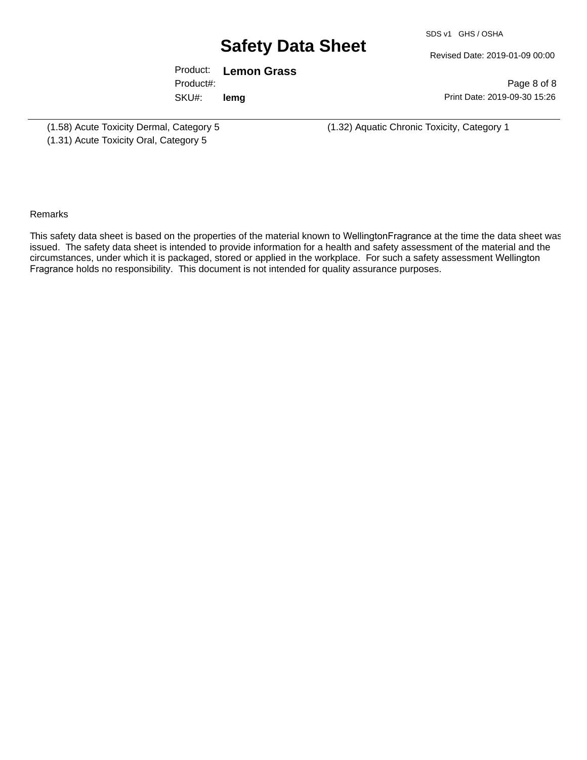(1.58) Acute Toxicity Dermal, Category 5

(1.31) Acute Toxicity Oral, Category 5

(1.32) Aquatic Chronic Toxicity, Category 1

Remarks

This safety data sheet is based on the properties of the material known to WellingtonFragrance at the time the data sheet was issued. The safety data sheet is intended to provide information for a health and safety assessment of the material and the circumstances, under which it is packaged, stored or applied in the workplace. For such a safety assessment Wellington Fragrance holds no responsibility. This document is not intended for quality assurance purposes.